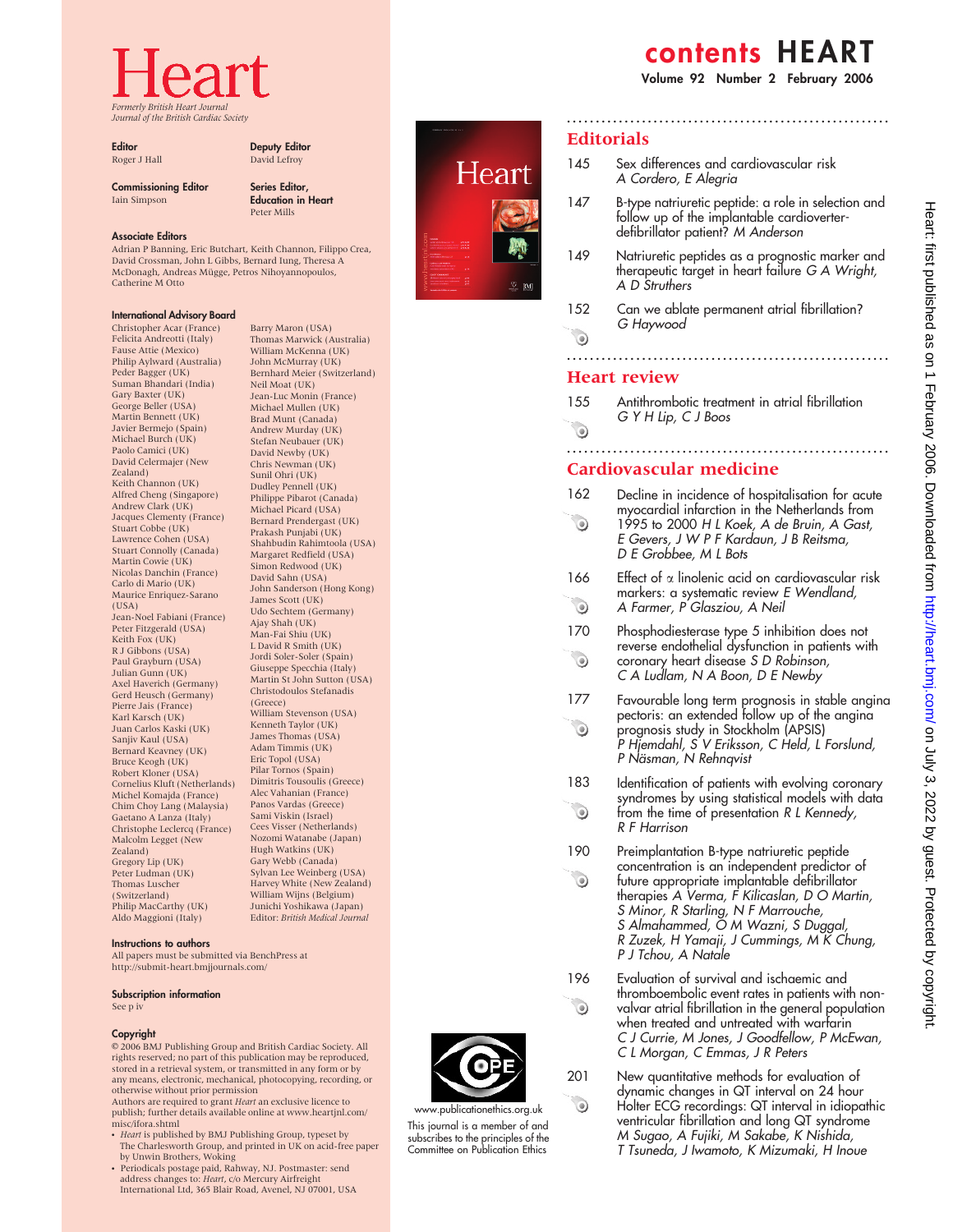# Heart

*Formerly British Heart Journal*
*Journal of the British Cardiac Society*

**Editor**
Roger J Hall

**Deputy Editor**
David Lefroy

**Commissioning Editor**
Iain Simpson

**Series Editor, Education in Heart**
Peter Mills

**Associate Editors**
Adrian P Banning, Eric Butchart, Keith Channon, Filippo Crea, David Crossman, John L Gibbs, Bernard Iung, Theresa A McDonagh, Andreas Mügge, Petros Nihoyannopoulos, Catherine M Otto

**International Advisory Board**
Christopher Acar (France)
Felicita Andreotti (Italy)
Fause Attie (Mexico)
Philip Aylward (Australia)
Peder Bagger (UK)
Suman Bhandari (India)
Gary Baxter (UK)
George Beller (USA)
Martin Bennett (UK)
Javier Bermejo (Spain)
Michael Burch (UK)
Paolo Camici (UK)
David Celermajer (New Zealand)
Keith Channon (UK)
Alfred Cheng (Singapore)
Andrew Clark (UK)
Jacques Clementy (France)
Stuart Cobbe (UK)
Lawrence Cohen (USA)
Stuart Connolly (Canada)
Martin Cowie (UK)
Nicolas Danchin (France)
Carlo di Mario (UK)
Maurice Enriquez-Sarano (USA)
Jean-Noel Fabiani (France)
Peter Fitzgerald (USA)
Keith Fox (UK)
R J Gibbons (USA)
Paul Grayburn (USA)
Julian Gunn (UK)
Axel Haverich (Germany)
Gerd Heusch (Germany)
Pierre Jais (France)
Karl Karsch (UK)
Juan Carlos Kaski (UK)
Sanjiv Kaul (USA)
Bernard Keavney (UK)
Bruce Keogh (UK)
Robert Kloner (USA)
Cornelius Kluft (Netherlands)
Michel Komajda (France)
Chim Choy Lang (Malaysia)
Gaetano A Lanza (Italy)
Christophe Leclercq (France)
Malcolm Legget (New Zealand)
Gregory Lip (UK)
Peter Ludman (UK)
Thomas Luscher (Switzerland)
Philip MacCarthy (UK)
Aldo Maggioni (Italy)
Barry Maron (USA)
Thomas Marwick (Australia)
William McKenna (UK)
John McMurray (UK)
Bernhard Meier (Switzerland)
Neil Moat (UK)
Jean-Luc Monin (France)
Michael Mullen (UK)
Brad Munt (Canada)
Andrew Murday (UK)
Stefan Neubauer (UK)
David Newby (UK)
Chris Newman (UK)
Sunil Ohri (UK)
Dudley Pennell (UK)
Philippe Pibarot (Canada)
Michael Picard (USA)
Bernard Prendergast (UK)
Prakash Punjabi (UK)
Shahbudin Rahimtoola (USA)
Margaret Redfield (USA)
Simon Redwood (UK)
David Sahn (USA)
John Sanderson (Hong Kong)
James Scott (UK)
Udo Sechtem (Germany)
Ajay Shah (UK)
Man-Fai Shiu (UK)
L David R Smith (UK)
Jordi Soler-Soler (Spain)
Giuseppe Specchia (Italy)
Martin St John Sutton (USA)
Christodoulos Stefanadis (Greece)
William Stevenson (USA)
Kenneth Taylor (UK)
James Thomas (USA)
Adam Timmis (UK)
Eric Topol (USA)
Pilar Tornos (Spain)
Dimitris Tousoulis (Greece)
Alec Vahanian (France)
Panos Vardas (Greece)
Sami Viskin (Israel)
Cees Visser (Netherlands)
Nozomi Watanabe (Japan)
Hugh Watkins (UK)
Gary Webb (Canada)
Sylvan Lee Weinberg (USA)
Harvey White (New Zealand)
William Wijns (Belgium)
Junichi Yoshikawa (Japan)
Editor: *British Medical Journal*

**Instructions to authors**
All papers must be submitted via BenchPress at http://submit-heart.bmjjournals.com/

**Subscription information**
See p iv

**Copyright**
© 2006 BMJ Publishing Group and British Cardiac Society. All rights reserved; no part of this publication may be reproduced, stored in a retrieval system, or transmitted in any form or by any means, electronic, mechanical, photocopying, recording, or otherwise without prior permission
Authors are required to grant *Heart* an exclusive licence to publish; further details available online at www.heartjnl.com/misc/ifora.shtml

- *Heart* is published by BMJ Publishing Group, typeset by The Charlesworth Group, and printed in UK on acid-free paper by Unwin Brothers, Woking
- Periodicals postage paid, Rahway, NJ. Postmaster: send address changes to: *Heart*, c/o Mercury Airfreight International Ltd, 365 Blair Road, Avenel, NJ 07001, USA

www.publicationethics.org.uk

This journal is a member of and subscribes to the principles of the Committee on Publication Ethics

# contents HEART

## Editorials

145 Sex differences and cardiovascular risk *A Cordero, E Alegria*

147 B-type natriuretic peptide: a role in selection and follow up of the implantable cardioverter-defibrillator patient? *M Anderson*

149 Natriuretic peptides as a prognostic marker and therapeutic target in heart failure *G A Wright, A D Struthers*

152 Can we ablate permanent atrial fibrillation? *G Haywood*

## Heart review

155 Antithrombotic treatment in atrial fibrillation *G Y H Lip, C J Boos*

## Cardiovascular medicine

162 Decline in incidence of hospitalisation for acute myocardial infarction in the Netherlands from 1995 to 2000 *H L Koek, A de Bruin, A Gast, E Gevers, J W P F Kardaun, J B Reitsma, D E Grobbee, M L Bots*

166 Effect of α linolenic acid on cardiovascular risk markers: a systematic review *E Wendland, A Farmer, P Glasziou, A Neil*

170 Phosphodiesterase type 5 inhibition does not reverse endothelial dysfunction in patients with coronary heart disease *S D Robinson, C A Ludlam, N A Boon, D E Newby*

177 Favourable long term prognosis in stable angina pectoris: an extended follow up of the angina prognosis study in Stockholm (APSIS) *P Hjemdahl, S V Eriksson, C Held, L Forslund, P Näsman, N Rehnqvist*

183 Identification of patients with evolving coronary syndromes by using statistical models with data from the time of presentation *R L Kennedy, R F Harrison*

190 Preimplantation B-type natriuretic peptide concentration is an independent predictor of future appropriate implantable defibrillator therapies *A Verma, F Kilicaslan, D O Martin, S Minor, R Starling, N F Marrouche, S Almahammed, O M Wazni, S Duggal, R Zuzek, H Yamaji, J Cummings, M K Chung, P J Tchou, A Natale*

196 Evaluation of survival and ischaemic and thromboembolic event rates in patients with non-valvar atrial fibrillation in the general population when treated and untreated with warfarin *C J Currie, M Jones, J Goodfellow, P McEwan, C L Morgan, C Emmas, J R Peters*

201 New quantitative methods for evaluation of dynamic changes in QT interval on 24 hour Holter ECG recordings: QT interval in idiopathic ventricular fibrillation and long QT syndrome *M Sugao, A Fujiki, M Sakabe, K Nishida, T Tsuneda, J Iwamoto, K Mizumaki, H Inoue*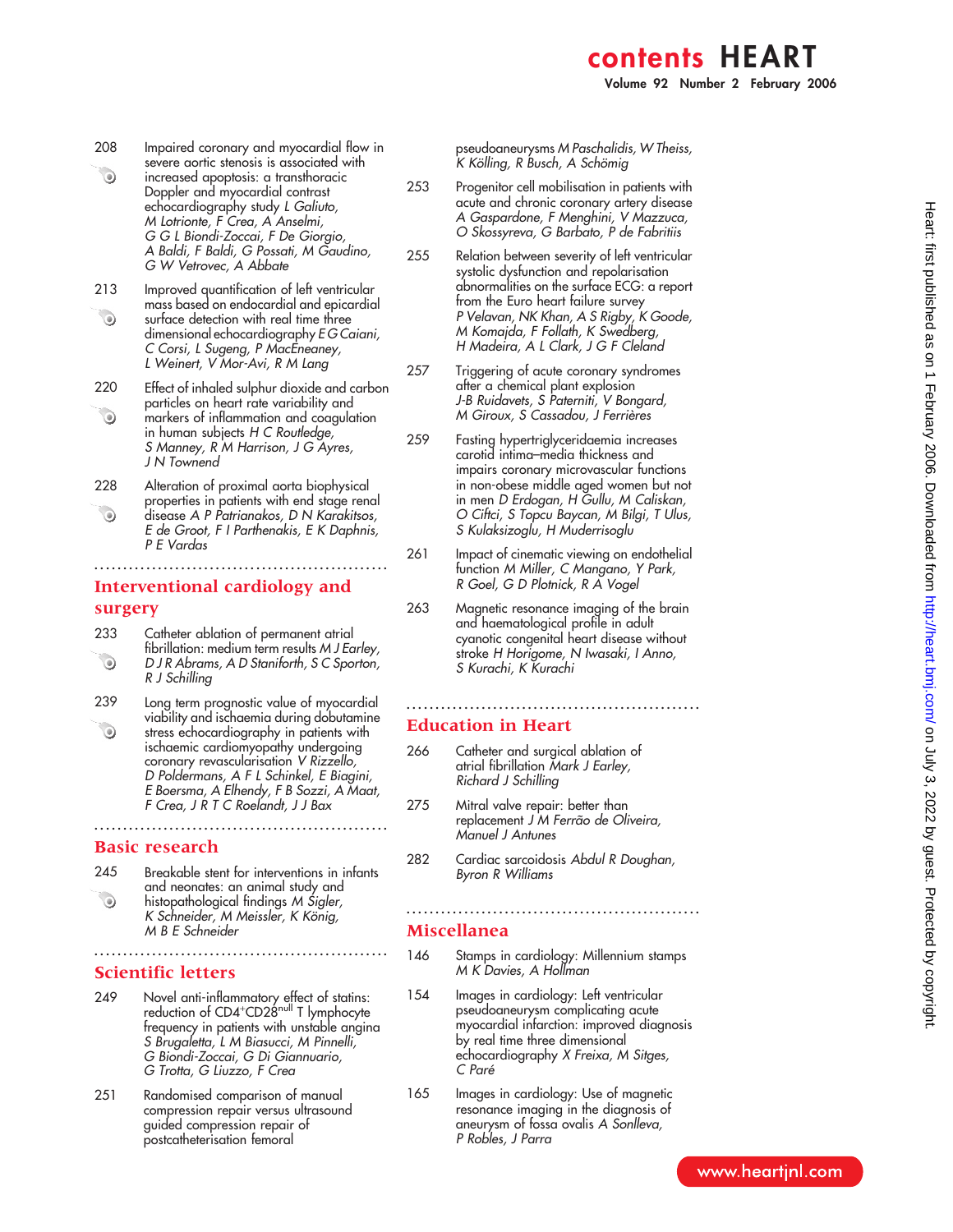# contents HEART

208 Impaired coronary and myocardial flow in severe aortic stenosis is associated with increased apoptosis: a transthoracic Doppler and myocardial contrast echocardiography study *L Galiuto, M Lotrionte, F Crea, A Anselmi, G G L Biondi-Zoccai, F De Giorgio, A Baldi, F Baldi, G Possati, M Gaudino, G W Vetrovec, A Abbate*

213 Improved quantification of left ventricular mass based on endocardial and epicardial surface detection with real time three dimensional echocardiography *E G Caiani, C Corsi, L Sugeng, P MacEneaney, L Weinert, V Mor-Avi, R M Lang*

220 Effect of inhaled sulphur dioxide and carbon particles on heart rate variability and markers of inflammation and coagulation in human subjects *H C Routledge, S Manney, R M Harrison, J G Ayres, J N Townend*

228 Alteration of proximal aorta biophysical properties in patients with end stage renal disease *A P Patrianakos, D N Karakitsos, E de Groot, F I Parthenakis, E K Daphnis, P E Vardas*

## Interventional cardiology and surgery

233 Catheter ablation of permanent atrial fibrillation: medium term results *M J Earley, D J R Abrams, A D Staniforth, S C Sporton, R J Schilling*

239 Long term prognostic value of myocardial viability and ischaemia during dobutamine stress echocardiography in patients with ischaemic cardiomyopathy undergoing coronary revascularisation *V Rizzello, D Poldermans, A F L Schinkel, E Biagini, E Boersma, A Elhendy, F B Sozzi, A Maat, F Crea, J R T C Roelandt, J J Bax*

## Basic research

245 Breakable stent for interventions in infants and neonates: an animal study and histopathological findings *M Sigler, K Schneider, M Meissler, K König, M B E Schneider*

## Scientific letters

249 Novel anti-inflammatory effect of statins: reduction of CD4$^{+}$CD28$^{null}$ T lymphocyte frequency in patients with unstable angina *S Brugaletta, L M Biasucci, M Pinnelli, G Biondi-Zoccai, G Di Giannuario, G Trotta, G Liuzzo, F Crea*

251 Randomised comparison of manual compression repair versus ultrasound guided compression repair of postcatheterisation femoral pseudoaneurysms *M Paschalidis, W Theiss, K Kölling, R Busch, A Schömig*

253 Progenitor cell mobilisation in patients with acute and chronic coronary artery disease *A Gaspardone, F Menghini, V Mazzuca, O Skossyreva, G Barbato, P de Fabritiis*

255 Relation between severity of left ventricular systolic dysfunction and repolarisation abnormalities on the surface ECG: a report from the Euro heart failure survey *P Velavan, NK Khan, A S Rigby, K Goode, M Komajda, F Follath, K Swedberg, H Madeira, A L Clark, J G F Cleland*

257 Triggering of acute coronary syndromes after a chemical plant explosion *J-B Ruidavets, S Paterniti, V Bongard, M Giroux, S Cassadou, J Ferrières*

259 Fasting hypertriglyceridaemia increases carotid intima–media thickness and impairs coronary microvascular functions in non-obese middle aged women but not in men *D Erdogan, H Gullu, M Caliskan, O Ciftci, S Topcu Baycan, M Bilgi, T Ulus, S Kulaksizoglu, H Muderrisoglu*

261 Impact of cinematic viewing on endothelial function *M Miller, C Mangano, Y Park, R Goel, G D Plotnick, R A Vogel*

263 Magnetic resonance imaging of the brain and haematological profile in adult cyanotic congenital heart disease without stroke *H Horigome, N Iwasaki, I Anno, S Kurachi, K Kurachi*

## Education in Heart

266 Catheter and surgical ablation of atrial fibrillation *Mark J Earley, Richard J Schilling*

275 Mitral valve repair: better than replacement *J M Ferrão de Oliveira, Manuel J Antunes*

282 Cardiac sarcoidosis *Abdul R Doughan, Byron R Williams*

## Miscellanea

146 Stamps in cardiology: Millennium stamps *M K Davies, A Hollman*

154 Images in cardiology: Left ventricular pseudoaneurysm complicating acute myocardial infarction: improved diagnosis by real time three dimensional echocardiography *X Freixa, M Sitges, C Paré*

165 Images in cardiology: Use of magnetic resonance imaging in the diagnosis of aneurysm of fossa ovalis *A Sonlleva, P Robles, J Parra*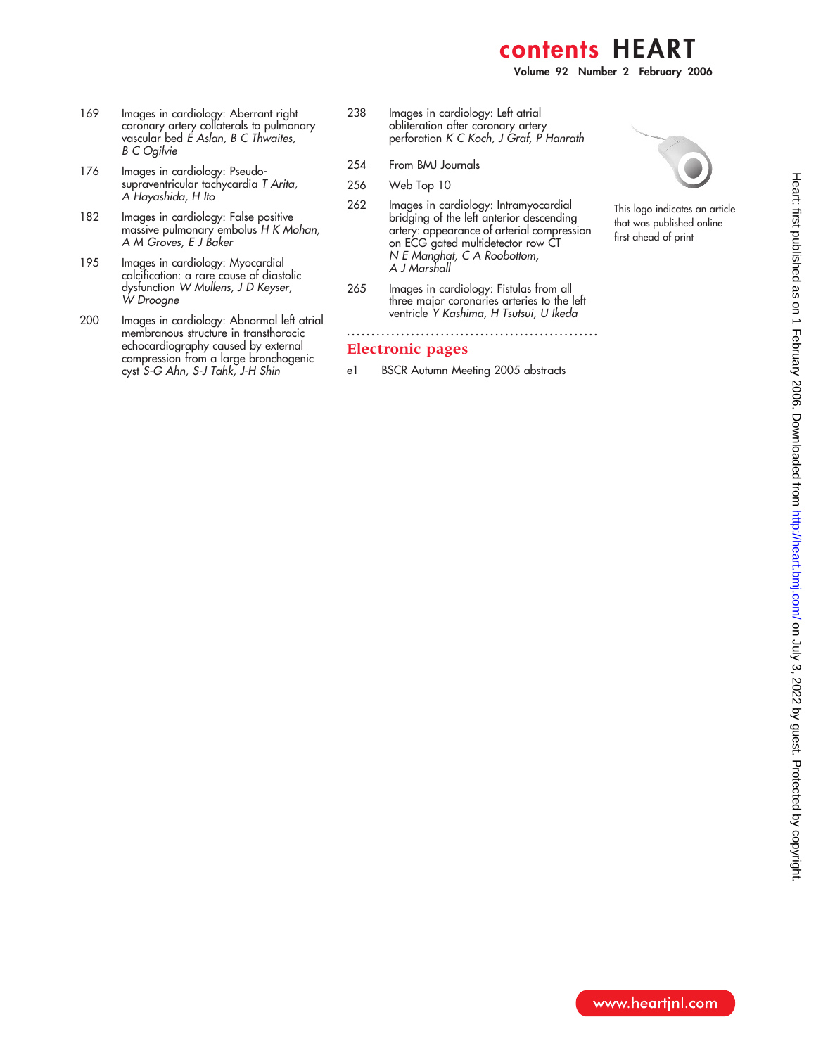169 Images in cardiology: Aberrant right coronary artery collaterals to pulmonary vascular bed *E Aslan, B C Thwaites, B C Ogilvie*

176 Images in cardiology: Pseudo-supraventricular tachycardia *T Arita, A Hayashida, H Ito*

182 Images in cardiology: False positive massive pulmonary embolus *H K Mohan, A M Groves, E J Baker*

195 Images in cardiology: Myocardial calcification: a rare cause of diastolic dysfunction *W Mullens, J D Keyser, W Droogne*

200 Images in cardiology: Abnormal left atrial membranous structure in transthoracic echocardiography caused by external compression from a large bronchogenic cyst *S-G Ahn, S-J Tahk, J-H Shin*

238 Images in cardiology: Left atrial obliteration after coronary artery perforation *K C Koch, J Graf, P Hanrath*

254 From BMJ Journals

256 Web Top 10

262 Images in cardiology: Intramyocardial bridging of the left anterior descending artery: appearance of arterial compression on ECG gated multidetector row CT *N E Manghat, C A Roobottom, A J Marshall*

265 Images in cardiology: Fistulas from all three major coronaries arteries to the left ventricle *Y Kashima, H Tsutsui, U Ikeda*

## Electronic pages

e1 BSCR Autumn Meeting 2005 abstracts

This logo indicates an article that was published online first ahead of print